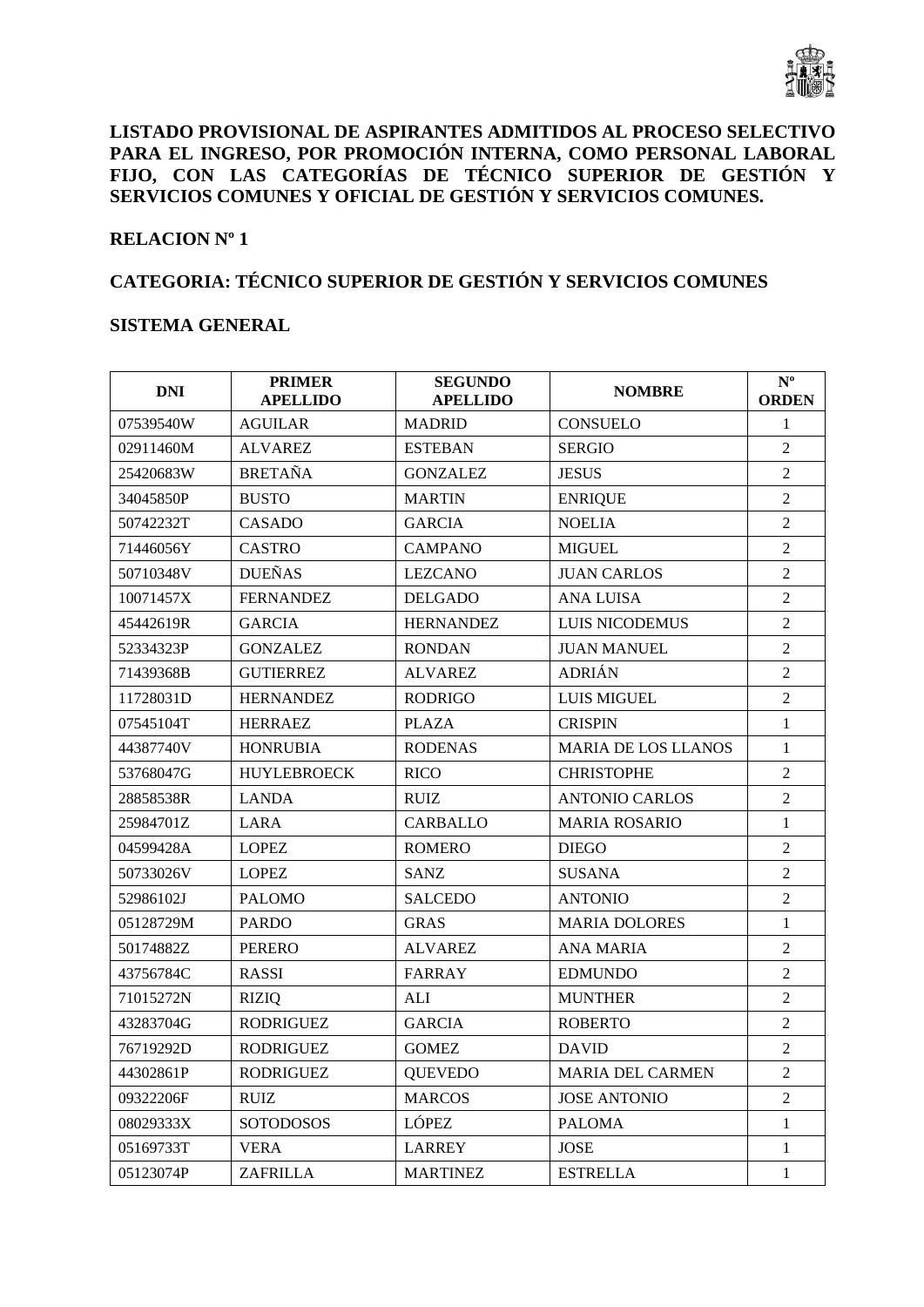**LISTADO PROVISIONAL DE ASPIRANTES ADMITIDOS AL PROCESO SELECTIVO PARA EL INGRESO, POR PROMOCIÓN INTERNA, COMO PERSONAL LABORAL FIJO, CON LAS CATEGORÍAS DE TÉCNICO SUPERIOR DE GESTIÓN Y SERVICIOS COMUNES Y OFICIAL DE GESTIÓN Y SERVICIOS COMUNES.**

**RELACION Nº 1**

**CATEGORIA: TÉCNICO SUPERIOR DE GESTIÓN Y SERVICIOS COMUNES**

**SISTEMA GENERAL**

| DNI | PRIMER APELLIDO | SEGUNDO APELLIDO | NOMBRE | Nº ORDEN |
|---|---|---|---|---|
| 07539540W | AGUILAR | MADRID | CONSUELO | 1 |
| 02911460M | ALVAREZ | ESTEBAN | SERGIO | 2 |
| 25420683W | BRETAÑA | GONZALEZ | JESUS | 2 |
| 34045850P | BUSTO | MARTIN | ENRIQUE | 2 |
| 50742232T | CASADO | GARCIA | NOELIA | 2 |
| 71446056Y | CASTRO | CAMPANO | MIGUEL | 2 |
| 50710348V | DUEÑAS | LEZCANO | JUAN CARLOS | 2 |
| 10071457X | FERNANDEZ | DELGADO | ANA LUISA | 2 |
| 45442619R | GARCIA | HERNANDEZ | LUIS NICODEMUS | 2 |
| 52334323P | GONZALEZ | RONDAN | JUAN MANUEL | 2 |
| 71439368B | GUTIERREZ | ALVAREZ | ADRIÁN | 2 |
| 11728031D | HERNANDEZ | RODRIGO | LUIS MIGUEL | 2 |
| 07545104T | HERRAEZ | PLAZA | CRISPIN | 1 |
| 44387740V | HONRUBIA | RODENAS | MARIA DE LOS LLANOS | 1 |
| 53768047G | HUYLEBROECK | RICO | CHRISTOPHE | 2 |
| 28858538R | LANDA | RUIZ | ANTONIO CARLOS | 2 |
| 25984701Z | LARA | CARBALLO | MARIA ROSARIO | 1 |
| 04599428A | LOPEZ | ROMERO | DIEGO | 2 |
| 50733026V | LOPEZ | SANZ | SUSANA | 2 |
| 52986102J | PALOMO | SALCEDO | ANTONIO | 2 |
| 05128729M | PARDO | GRAS | MARIA DOLORES | 1 |
| 50174882Z | PERERO | ALVAREZ | ANA MARIA | 2 |
| 43756784C | RASSI | FARRAY | EDMUNDO | 2 |
| 71015272N | RIZIQ | ALI | MUNTHER | 2 |
| 43283704G | RODRIGUEZ | GARCIA | ROBERTO | 2 |
| 76719292D | RODRIGUEZ | GOMEZ | DAVID | 2 |
| 44302861P | RODRIGUEZ | QUEVEDO | MARIA DEL CARMEN | 2 |
| 09322206F | RUIZ | MARCOS | JOSE ANTONIO | 2 |
| 08029333X | SOTODOSOS | LÓPEZ | PALOMA | 1 |
| 05169733T | VERA | LARREY | JOSE | 1 |
| 05123074P | ZAFRILLA | MARTINEZ | ESTRELLA | 1 |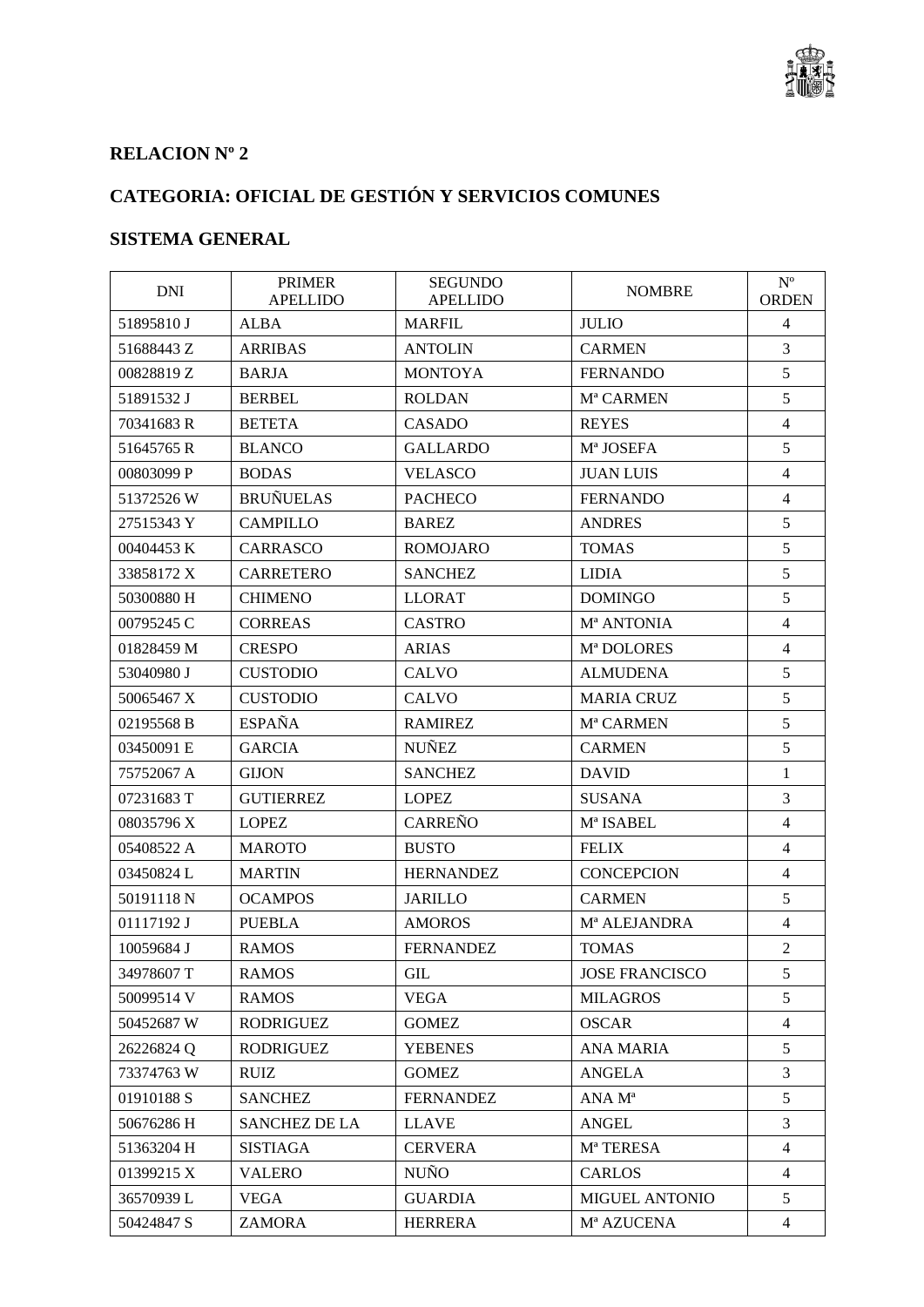## RELACION Nº 2

## CATEGORIA: OFICIAL DE GESTIÓN Y SERVICIOS COMUNES

## SISTEMA GENERAL

| DNI | PRIMER APELLIDO | SEGUNDO APELLIDO | NOMBRE | Nº ORDEN |
|---|---|---|---|---|
| 51895810 J | ALBA | MARFIL | JULIO | 4 |
| 51688443 Z | ARRIBAS | ANTOLIN | CARMEN | 3 |
| 00828819 Z | BARJA | MONTOYA | FERNANDO | 5 |
| 51891532 J | BERBEL | ROLDAN | Mª CARMEN | 5 |
| 70341683 R | BETETA | CASADO | REYES | 4 |
| 51645765 R | BLANCO | GALLARDO | Mª JOSEFA | 5 |
| 00803099 P | BODAS | VELASCO | JUAN LUIS | 4 |
| 51372526 W | BRUÑUELAS | PACHECO | FERNANDO | 4 |
| 27515343 Y | CAMPILLO | BAREZ | ANDRES | 5 |
| 00404453 K | CARRASCO | ROMOJARO | TOMAS | 5 |
| 33858172 X | CARRETERO | SANCHEZ | LIDIA | 5 |
| 50300880 H | CHIMENO | LLORAT | DOMINGO | 5 |
| 00795245 C | CORREAS | CASTRO | Mª ANTONIA | 4 |
| 01828459 M | CRESPO | ARIAS | Mª DOLORES | 4 |
| 53040980 J | CUSTODIO | CALVO | ALMUDENA | 5 |
| 50065467 X | CUSTODIO | CALVO | MARIA CRUZ | 5 |
| 02195568 B | ESPAÑA | RAMIREZ | Mª CARMEN | 5 |
| 03450091 E | GARCIA | NUÑEZ | CARMEN | 5 |
| 75752067 A | GIJON | SANCHEZ | DAVID | 1 |
| 07231683 T | GUTIERREZ | LOPEZ | SUSANA | 3 |
| 08035796 X | LOPEZ | CARREÑO | Mª ISABEL | 4 |
| 05408522 A | MAROTO | BUSTO | FELIX | 4 |
| 03450824 L | MARTIN | HERNANDEZ | CONCEPCION | 4 |
| 50191118 N | OCAMPOS | JARILLO | CARMEN | 5 |
| 01117192 J | PUEBLA | AMOROS | Mª ALEJANDRA | 4 |
| 10059684 J | RAMOS | FERNANDEZ | TOMAS | 2 |
| 34978607 T | RAMOS | GIL | JOSE FRANCISCO | 5 |
| 50099514 V | RAMOS | VEGA | MILAGROS | 5 |
| 50452687 W | RODRIGUEZ | GOMEZ | OSCAR | 4 |
| 26226824 Q | RODRIGUEZ | YEBENES | ANA MARIA | 5 |
| 73374763 W | RUIZ | GOMEZ | ANGELA | 3 |
| 01910188 S | SANCHEZ | FERNANDEZ | ANA Mª | 5 |
| 50676286 H | SANCHEZ DE LA | LLAVE | ANGEL | 3 |
| 51363204 H | SISTIAGA | CERVERA | Mª TERESA | 4 |
| 01399215 X | VALERO | NUÑO | CARLOS | 4 |
| 36570939 L | VEGA | GUARDIA | MIGUEL ANTONIO | 5 |
| 50424847 S | ZAMORA | HERRERA | Mª AZUCENA | 4 |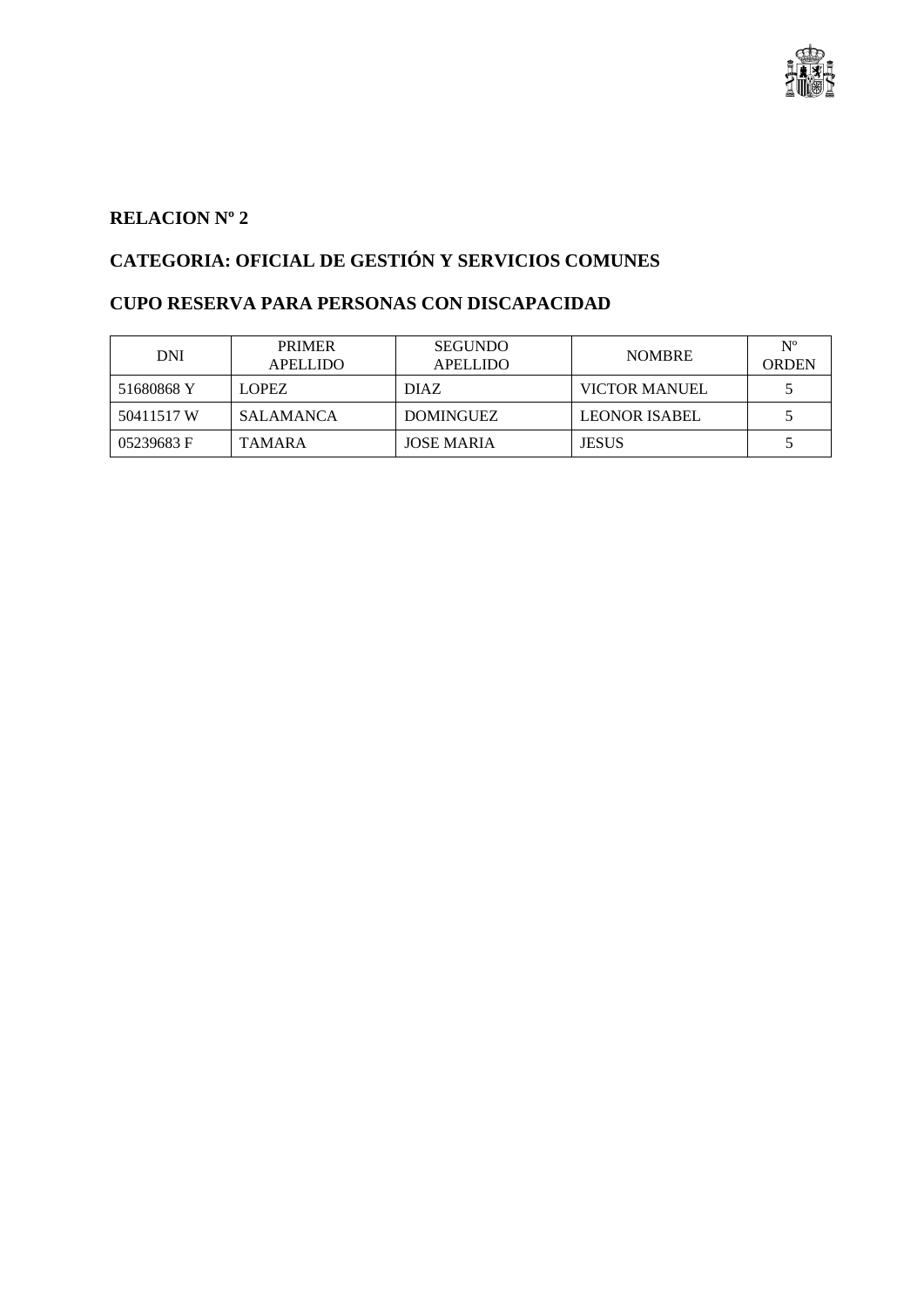**RELACION Nº 2**

**CATEGORIA: OFICIAL DE GESTIÓN Y SERVICIOS COMUNES**

**CUPO RESERVA PARA PERSONAS CON DISCAPACIDAD**

| DNI | PRIMER APELLIDO | SEGUNDO APELLIDO | NOMBRE | Nº ORDEN |
|---|---|---|---|---|
| 51680868 Y | LOPEZ | DIAZ | VICTOR MANUEL | 5 |
| 50411517 W | SALAMANCA | DOMINGUEZ | LEONOR ISABEL | 5 |
| 05239683 F | TAMARA | JOSE MARIA | JESUS | 5 |